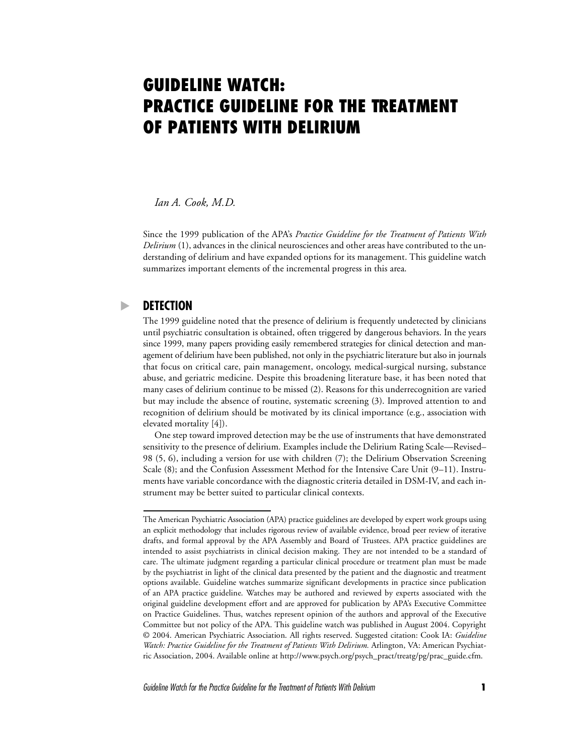# GUIDELINE WATCH: PRACTICE GUIDELINE FOR THE TREATMENT OF PATIENTS WITH DELIRIUM

*Ian A. Cook, M.D.*

Since the 1999 publication of the APA's *Practice Guideline for the Treatment of Patients With Delirium* (1), advances in the clinical neurosciences and other areas have contributed to the understanding of delirium and have expanded options for its management. This guideline watch summarizes important elements of the incremental progress in this area.

## DETECTION

The 1999 guideline noted that the presence of delirium is frequently undetected by clinicians until psychiatric consultation is obtained, often triggered by dangerous behaviors. In the years since 1999, many papers providing easily remembered strategies for clinical detection and management of delirium have been published, not only in the psychiatric literature but also in journals that focus on critical care, pain management, oncology, medical-surgical nursing, substance abuse, and geriatric medicine. Despite this broadening literature base, it has been noted that many cases of delirium continue to be missed (2). Reasons for this underrecognition are varied but may include the absence of routine, systematic screening (3). Improved attention to and recognition of delirium should be motivated by its clinical importance (e.g., association with elevated mortality [4]).

One step toward improved detection may be the use of instruments that have demonstrated sensitivity to the presence of delirium. Examples include the Delirium Rating Scale—Revised–98 (5, 6), including a version for use with children (7); the Delirium Observation Screening Scale (8); and the Confusion Assessment Method for the Intensive Care Unit (9–11). Instruments have variable concordance with the diagnostic criteria detailed in DSM-IV, and each instrument may be better suited to particular clinical contexts.

---

The American Psychiatric Association (APA) practice guidelines are developed by expert work groups using an explicit methodology that includes rigorous review of available evidence, broad peer review of iterative drafts, and formal approval by the APA Assembly and Board of Trustees. APA practice guidelines are intended to assist psychiatrists in clinical decision making. They are not intended to be a standard of care. The ultimate judgment regarding a particular clinical procedure or treatment plan must be made by the psychiatrist in light of the clinical data presented by the patient and the diagnostic and treatment options available. Guideline watches summarize significant developments in practice since publication of an APA practice guideline. Watches may be authored and reviewed by experts associated with the original guideline development effort and are approved for publication by APA's Executive Committee on Practice Guidelines. Thus, watches represent opinion of the authors and approval of the Executive Committee but not policy of the APA. This guideline watch was published in August 2004. Copyright © 2004. American Psychiatric Association. All rights reserved. Suggested citation: Cook IA: *Guideline Watch: Practice Guideline for the Treatment of Patients With Delirium.* Arlington, VA: American Psychiatric Association, 2004. Available online at http://www.psych.org/psych_pract/treatg/pg/prac_guide.cfm.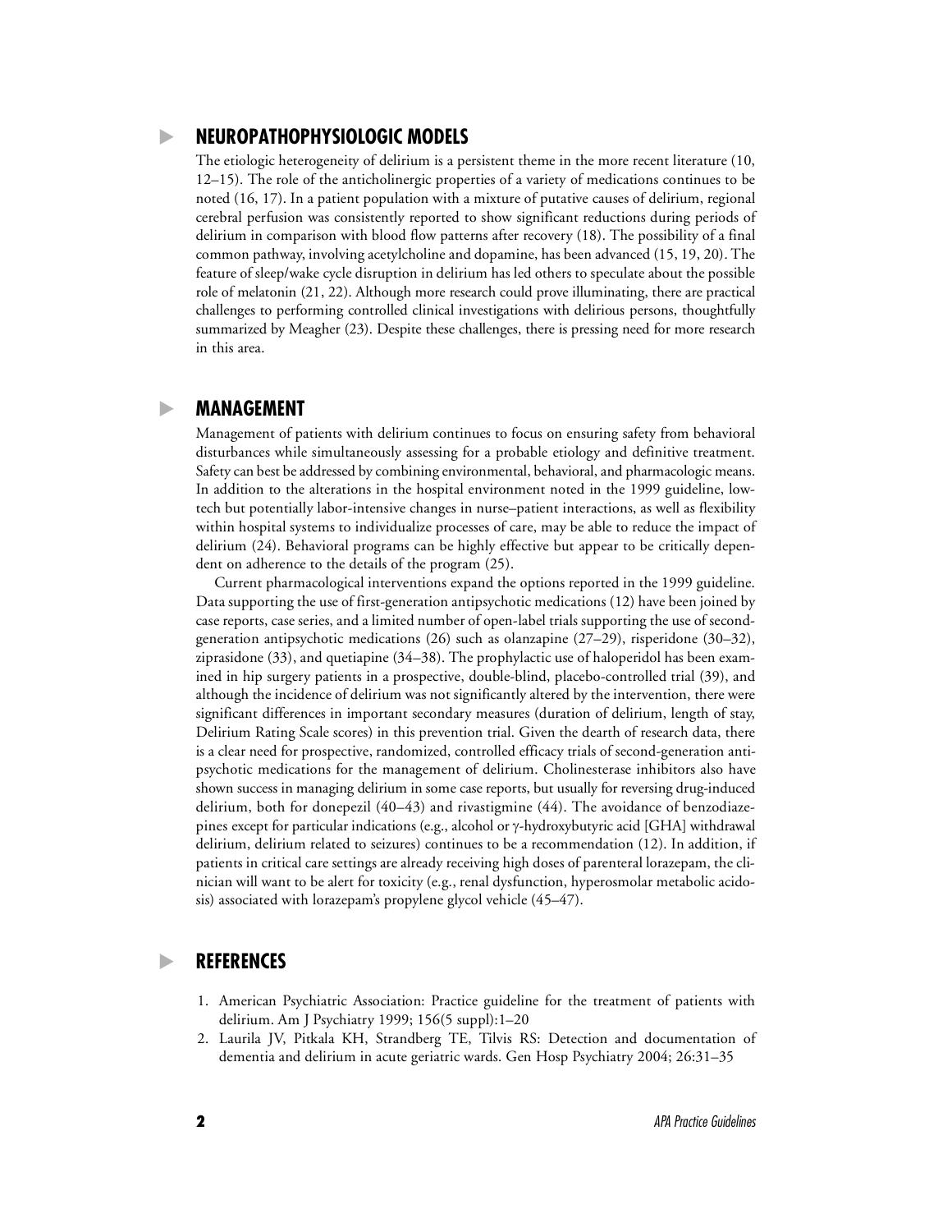## NEUROPATHOPHYSIOLOGIC MODELS

The etiologic heterogeneity of delirium is a persistent theme in the more recent literature (10, 12–15). The role of the anticholinergic properties of a variety of medications continues to be noted (16, 17). In a patient population with a mixture of putative causes of delirium, regional cerebral perfusion was consistently reported to show significant reductions during periods of delirium in comparison with blood flow patterns after recovery (18). The possibility of a final common pathway, involving acetylcholine and dopamine, has been advanced (15, 19, 20). The feature of sleep/wake cycle disruption in delirium has led others to speculate about the possible role of melatonin (21, 22). Although more research could prove illuminating, there are practical challenges to performing controlled clinical investigations with delirious persons, thoughtfully summarized by Meagher (23). Despite these challenges, there is pressing need for more research in this area.

## MANAGEMENT

Management of patients with delirium continues to focus on ensuring safety from behavioral disturbances while simultaneously assessing for a probable etiology and definitive treatment. Safety can best be addressed by combining environmental, behavioral, and pharmacologic means. In addition to the alterations in the hospital environment noted in the 1999 guideline, low-tech but potentially labor-intensive changes in nurse–patient interactions, as well as flexibility within hospital systems to individualize processes of care, may be able to reduce the impact of delirium (24). Behavioral programs can be highly effective but appear to be critically dependent on adherence to the details of the program (25).

Current pharmacological interventions expand the options reported in the 1999 guideline. Data supporting the use of first-generation antipsychotic medications (12) have been joined by case reports, case series, and a limited number of open-label trials supporting the use of second-generation antipsychotic medications (26) such as olanzapine (27–29), risperidone (30–32), ziprasidone (33), and quetiapine (34–38). The prophylactic use of haloperidol has been examined in hip surgery patients in a prospective, double-blind, placebo-controlled trial (39), and although the incidence of delirium was not significantly altered by the intervention, there were significant differences in important secondary measures (duration of delirium, length of stay, Delirium Rating Scale scores) in this prevention trial. Given the dearth of research data, there is a clear need for prospective, randomized, controlled efficacy trials of second-generation antipsychotic medications for the management of delirium. Cholinesterase inhibitors also have shown success in managing delirium in some case reports, but usually for reversing drug-induced delirium, both for donepezil (40–43) and rivastigmine (44). The avoidance of benzodiazepines except for particular indications (e.g., alcohol or γ-hydroxybutyric acid [GHA] withdrawal delirium, delirium related to seizures) continues to be a recommendation (12). In addition, if patients in critical care settings are already receiving high doses of parenteral lorazepam, the clinician will want to be alert for toxicity (e.g., renal dysfunction, hyperosmolar metabolic acidosis) associated with lorazepam's propylene glycol vehicle (45–47).

## REFERENCES

1. American Psychiatric Association: Practice guideline for the treatment of patients with delirium. Am J Psychiatry 1999; 156(5 suppl):1–20
2. Laurila JV, Pitkala KH, Strandberg TE, Tilvis RS: Detection and documentation of dementia and delirium in acute geriatric wards. Gen Hosp Psychiatry 2004; 26:31–35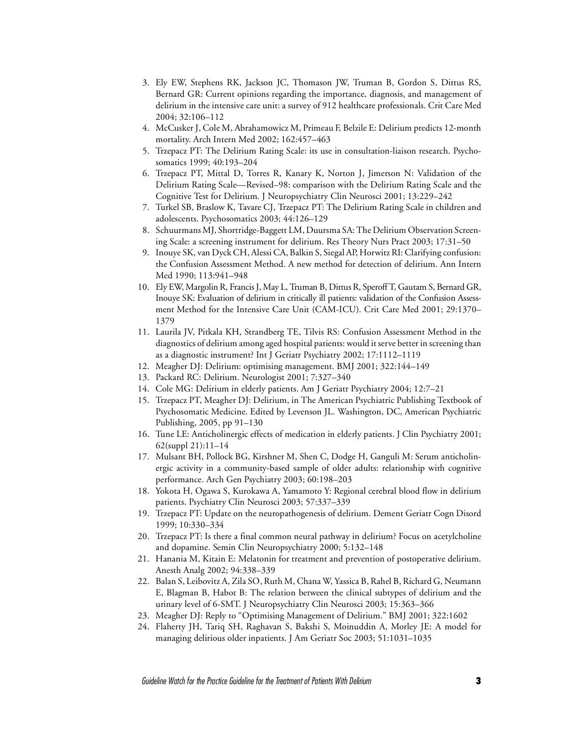3. Ely EW, Stephens RK, Jackson JC, Thomason JW, Truman B, Gordon S, Dittus RS, Bernard GR: Current opinions regarding the importance, diagnosis, and management of delirium in the intensive care unit: a survey of 912 healthcare professionals. Crit Care Med 2004; 32:106–112
4. McCusker J, Cole M, Abrahamowicz M, Primeau F, Belzile E: Delirium predicts 12-month mortality. Arch Intern Med 2002; 162:457–463
5. Trzepacz PT: The Delirium Rating Scale: its use in consultation-liaison research. Psychosomatics 1999; 40:193–204
6. Trzepacz PT, Mittal D, Torres R, Kanary K, Norton J, Jimerson N: Validation of the Delirium Rating Scale—Revised–98: comparison with the Delirium Rating Scale and the Cognitive Test for Delirium. J Neuropsychiatry Clin Neurosci 2001; 13:229–242
7. Turkel SB, Braslow K, Tavare CJ, Trzepacz PT: The Delirium Rating Scale in children and adolescents. Psychosomatics 2003; 44:126–129
8. Schuurmans MJ, Shortridge-Baggett LM, Duursma SA: The Delirium Observation Screening Scale: a screening instrument for delirium. Res Theory Nurs Pract 2003; 17:31–50
9. Inouye SK, van Dyck CH, Alessi CA, Balkin S, Siegal AP, Horwitz RI: Clarifying confusion: the Confusion Assessment Method. A new method for detection of delirium. Ann Intern Med 1990; 113:941–948
10. Ely EW, Margolin R, Francis J, May L, Truman B, Dittus R, Speroff T, Gautam S, Bernard GR, Inouye SK: Evaluation of delirium in critically ill patients: validation of the Confusion Assessment Method for the Intensive Care Unit (CAM-ICU). Crit Care Med 2001; 29:1370–1379
11. Laurila JV, Pitkala KH, Strandberg TE, Tilvis RS: Confusion Assessment Method in the diagnostics of delirium among aged hospital patients: would it serve better in screening than as a diagnostic instrument? Int J Geriatr Psychiatry 2002; 17:1112–1119
12. Meagher DJ: Delirium: optimising management. BMJ 2001; 322:144–149
13. Packard RC: Delirium. Neurologist 2001; 7:327–340
14. Cole MG: Delirium in elderly patients. Am J Geriatr Psychiatry 2004; 12:7–21
15. Trzepacz PT, Meagher DJ: Delirium, in The American Psychiatric Publishing Textbook of Psychosomatic Medicine. Edited by Levenson JL. Washington, DC, American Psychiatric Publishing, 2005, pp 91–130
16. Tune LE: Anticholinergic effects of medication in elderly patients. J Clin Psychiatry 2001; 62(suppl 21):11–14
17. Mulsant BH, Pollock BG, Kirshner M, Shen C, Dodge H, Ganguli M: Serum anticholinergic activity in a community-based sample of older adults: relationship with cognitive performance. Arch Gen Psychiatry 2003; 60:198–203
18. Yokota H, Ogawa S, Kurokawa A, Yamamoto Y: Regional cerebral blood flow in delirium patients. Psychiatry Clin Neurosci 2003; 57:337–339
19. Trzepacz PT: Update on the neuropathogenesis of delirium. Dement Geriatr Cogn Disord 1999; 10:330–334
20. Trzepacz PT: Is there a final common neural pathway in delirium? Focus on acetylcholine and dopamine. Semin Clin Neuropsychiatry 2000; 5:132–148
21. Hanania M, Kitain E: Melatonin for treatment and prevention of postoperative delirium. Anesth Analg 2002; 94:338–339
22. Balan S, Leibovitz A, Zila SO, Ruth M, Chana W, Yassica B, Rahel B, Richard G, Neumann E, Blagman B, Habot B: The relation between the clinical subtypes of delirium and the urinary level of 6-SMT. J Neuropsychiatry Clin Neurosci 2003; 15:363–366
23. Meagher DJ: Reply to "Optimising Management of Delirium." BMJ 2001; 322:1602
24. Flaherty JH, Tariq SH, Raghavan S, Bakshi S, Moinuddin A, Morley JE: A model for managing delirious older inpatients. J Am Geriatr Soc 2003; 51:1031–1035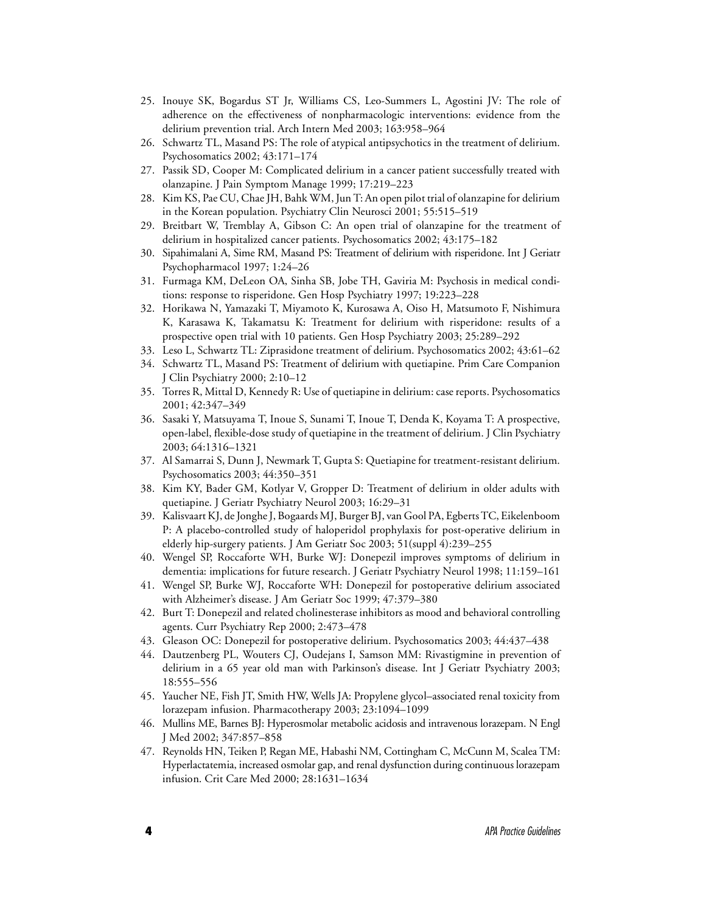25. Inouye SK, Bogardus ST Jr, Williams CS, Leo-Summers L, Agostini JV: The role of adherence on the effectiveness of nonpharmacologic interventions: evidence from the delirium prevention trial. Arch Intern Med 2003; 163:958–964
26. Schwartz TL, Masand PS: The role of atypical antipsychotics in the treatment of delirium. Psychosomatics 2002; 43:171–174
27. Passik SD, Cooper M: Complicated delirium in a cancer patient successfully treated with olanzapine. J Pain Symptom Manage 1999; 17:219–223
28. Kim KS, Pae CU, Chae JH, Bahk WM, Jun T: An open pilot trial of olanzapine for delirium in the Korean population. Psychiatry Clin Neurosci 2001; 55:515–519
29. Breitbart W, Tremblay A, Gibson C: An open trial of olanzapine for the treatment of delirium in hospitalized cancer patients. Psychosomatics 2002; 43:175–182
30. Sipahimalani A, Sime RM, Masand PS: Treatment of delirium with risperidone. Int J Geriatr Psychopharmacol 1997; 1:24–26
31. Furmaga KM, DeLeon OA, Sinha SB, Jobe TH, Gaviria M: Psychosis in medical conditions: response to risperidone. Gen Hosp Psychiatry 1997; 19:223–228
32. Horikawa N, Yamazaki T, Miyamoto K, Kurosawa A, Oiso H, Matsumoto F, Nishimura K, Karasawa K, Takamatsu K: Treatment for delirium with risperidone: results of a prospective open trial with 10 patients. Gen Hosp Psychiatry 2003; 25:289–292
33. Leso L, Schwartz TL: Ziprasidone treatment of delirium. Psychosomatics 2002; 43:61–62
34. Schwartz TL, Masand PS: Treatment of delirium with quetiapine. Prim Care Companion J Clin Psychiatry 2000; 2:10–12
35. Torres R, Mittal D, Kennedy R: Use of quetiapine in delirium: case reports. Psychosomatics 2001; 42:347–349
36. Sasaki Y, Matsuyama T, Inoue S, Sunami T, Inoue T, Denda K, Koyama T: A prospective, open-label, flexible-dose study of quetiapine in the treatment of delirium. J Clin Psychiatry 2003; 64:1316–1321
37. Al Samarrai S, Dunn J, Newmark T, Gupta S: Quetiapine for treatment-resistant delirium. Psychosomatics 2003; 44:350–351
38. Kim KY, Bader GM, Kotlyar V, Gropper D: Treatment of delirium in older adults with quetiapine. J Geriatr Psychiatry Neurol 2003; 16:29–31
39. Kalisvaart KJ, de Jonghe J, Bogaards MJ, Burger BJ, van Gool PA, Egberts TC, Eikelenboom P: A placebo-controlled study of haloperidol prophylaxis for post-operative delirium in elderly hip-surgery patients. J Am Geriatr Soc 2003; 51(suppl 4):239–255
40. Wengel SP, Roccaforte WH, Burke WJ: Donepezil improves symptoms of delirium in dementia: implications for future research. J Geriatr Psychiatry Neurol 1998; 11:159–161
41. Wengel SP, Burke WJ, Roccaforte WH: Donepezil for postoperative delirium associated with Alzheimer's disease. J Am Geriatr Soc 1999; 47:379–380
42. Burt T: Donepezil and related cholinesterase inhibitors as mood and behavioral controlling agents. Curr Psychiatry Rep 2000; 2:473–478
43. Gleason OC: Donepezil for postoperative delirium. Psychosomatics 2003; 44:437–438
44. Dautzenberg PL, Wouters CJ, Oudejans I, Samson MM: Rivastigmine in prevention of delirium in a 65 year old man with Parkinson's disease. Int J Geriatr Psychiatry 2003; 18:555–556
45. Yaucher NE, Fish JT, Smith HW, Wells JA: Propylene glycol–associated renal toxicity from lorazepam infusion. Pharmacotherapy 2003; 23:1094–1099
46. Mullins ME, Barnes BJ: Hyperosmolar metabolic acidosis and intravenous lorazepam. N Engl J Med 2002; 347:857–858
47. Reynolds HN, Teiken P, Regan ME, Habashi NM, Cottingham C, McCunn M, Scalea TM: Hyperlactatemia, increased osmolar gap, and renal dysfunction during continuous lorazepam infusion. Crit Care Med 2000; 28:1631–1634